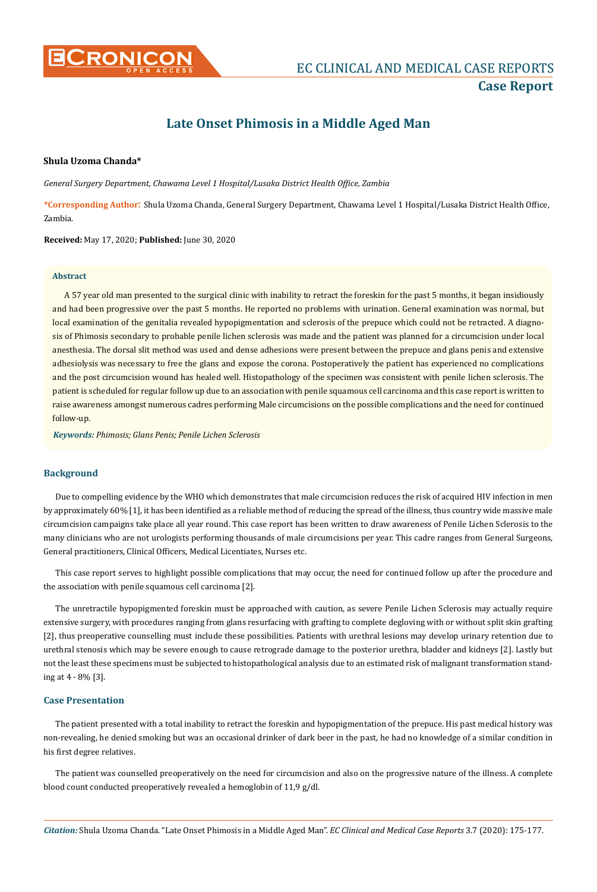# Late Onset Phimosis in a Middle Aged Man

**Shula Uzoma Chanda***

*General Surgery Department, Chawama Level 1 Hospital/Lusaka District Health Office, Zambia*

**\*Corresponding Author:** Shula Uzoma Chanda, General Surgery Department, Chawama Level 1 Hospital/Lusaka District Health Office, Zambia.

**Received:** May 17, 2020; **Published:** June 30, 2020

### Abstract

A 57 year old man presented to the surgical clinic with inability to retract the foreskin for the past 5 months, it began insidiously and had been progressive over the past 5 months. He reported no problems with urination. General examination was normal, but local examination of the genitalia revealed hypopigmentation and sclerosis of the prepuce which could not be retracted. A diagnosis of Phimosis secondary to probable penile lichen sclerosis was made and the patient was planned for a circumcision under local anesthesia. The dorsal slit method was used and dense adhesions were present between the prepuce and glans penis and extensive adhesiolysis was necessary to free the glans and expose the corona. Postoperatively the patient has experienced no complications and the post circumcision wound has healed well. Histopathology of the specimen was consistent with penile lichen sclerosis. The patient is scheduled for regular follow up due to an association with penile squamous cell carcinoma and this case report is written to raise awareness amongst numerous cadres performing Male circumcisions on the possible complications and the need for continued follow-up.

***Keywords:*** *Phimosis; Glans Penis; Penile Lichen Sclerosis*

## Background

Due to compelling evidence by the WHO which demonstrates that male circumcision reduces the risk of acquired HIV infection in men by approximately 60% [1], it has been identified as a reliable method of reducing the spread of the illness, thus country wide massive male circumcision campaigns take place all year round. This case report has been written to draw awareness of Penile Lichen Sclerosis to the many clinicians who are not urologists performing thousands of male circumcisions per year. This cadre ranges from General Surgeons, General practitioners, Clinical Officers, Medical Licentiates, Nurses etc.

This case report serves to highlight possible complications that may occur, the need for continued follow up after the procedure and the association with penile squamous cell carcinoma [2].

The unretractile hypopigmented foreskin must be approached with caution, as severe Penile Lichen Sclerosis may actually require extensive surgery, with procedures ranging from glans resurfacing with grafting to complete degloving with or without split skin grafting [2], thus preoperative counselling must include these possibilities. Patients with urethral lesions may develop urinary retention due to urethral stenosis which may be severe enough to cause retrograde damage to the posterior urethra, bladder and kidneys [2]. Lastly but not the least these specimens must be subjected to histopathological analysis due to an estimated risk of malignant transformation standing at 4 - 8% [3].

## Case Presentation

The patient presented with a total inability to retract the foreskin and hypopigmentation of the prepuce. His past medical history was non-revealing, he denied smoking but was an occasional drinker of dark beer in the past, he had no knowledge of a similar condition in his first degree relatives.

The patient was counselled preoperatively on the need for circumcision and also on the progressive nature of the illness. A complete blood count conducted preoperatively revealed a hemoglobin of 11,9 g/dl.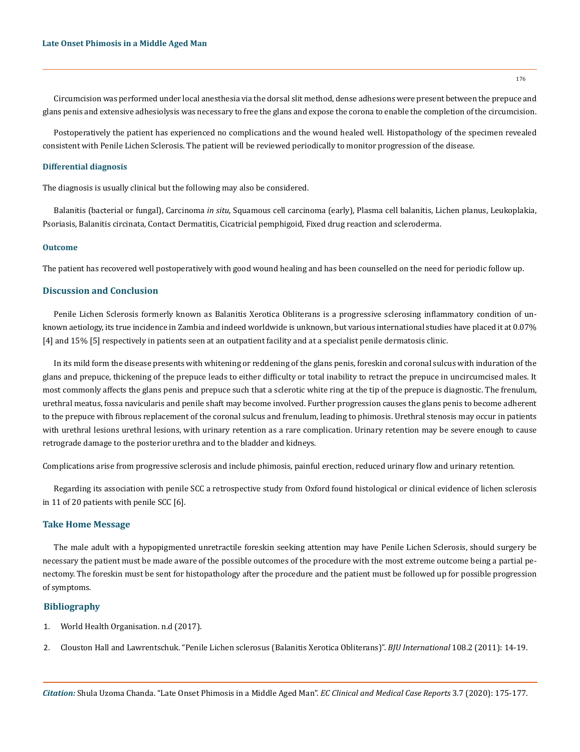Circumcision was performed under local anesthesia via the dorsal slit method, dense adhesions were present between the prepuce and glans penis and extensive adhesiolysis was necessary to free the glans and expose the corona to enable the completion of the circumcision.

Postoperatively the patient has experienced no complications and the wound healed well. Histopathology of the specimen revealed consistent with Penile Lichen Sclerosis. The patient will be reviewed periodically to monitor progression of the disease.

### Differential diagnosis

The diagnosis is usually clinical but the following may also be considered.

Balanitis (bacterial or fungal), Carcinoma *in situ*, Squamous cell carcinoma (early), Plasma cell balanitis, Lichen planus, Leukoplakia, Psoriasis, Balanitis circinata, Contact Dermatitis, Cicatricial pemphigoid, Fixed drug reaction and scleroderma.

### Outcome

The patient has recovered well postoperatively with good wound healing and has been counselled on the need for periodic follow up.

## Discussion and Conclusion

Penile Lichen Sclerosis formerly known as Balanitis Xerotica Obliterans is a progressive sclerosing inflammatory condition of unknown aetiology, its true incidence in Zambia and indeed worldwide is unknown, but various international studies have placed it at 0.07% [4] and 15% [5] respectively in patients seen at an outpatient facility and at a specialist penile dermatosis clinic.

In its mild form the disease presents with whitening or reddening of the glans penis, foreskin and coronal sulcus with induration of the glans and prepuce, thickening of the prepuce leads to either difficulty or total inability to retract the prepuce in uncircumcised males. It most commonly affects the glans penis and prepuce such that a sclerotic white ring at the tip of the prepuce is diagnostic. The frenulum, urethral meatus, fossa navicularis and penile shaft may become involved. Further progression causes the glans penis to become adherent to the prepuce with fibrous replacement of the coronal sulcus and frenulum, leading to phimosis. Urethral stenosis may occur in patients with urethral lesions urethral lesions, with urinary retention as a rare complication. Urinary retention may be severe enough to cause retrograde damage to the posterior urethra and to the bladder and kidneys.

Complications arise from progressive sclerosis and include phimosis, painful erection, reduced urinary flow and urinary retention.

Regarding its association with penile SCC a retrospective study from Oxford found histological or clinical evidence of lichen sclerosis in 11 of 20 patients with penile SCC [6].

## Take Home Message

The male adult with a hypopigmented unretractile foreskin seeking attention may have Penile Lichen Sclerosis, should surgery be necessary the patient must be made aware of the possible outcomes of the procedure with the most extreme outcome being a partial penectomy. The foreskin must be sent for histopathology after the procedure and the patient must be followed up for possible progression of symptoms.

## Bibliography

1. World Health Organisation. n.d (2017).
2. Clouston Hall and Lawrentschuk. "Penile Lichen sclerosus (Balanitis Xerotica Obliterans)". *BJU International* 108.2 (2011): 14-19.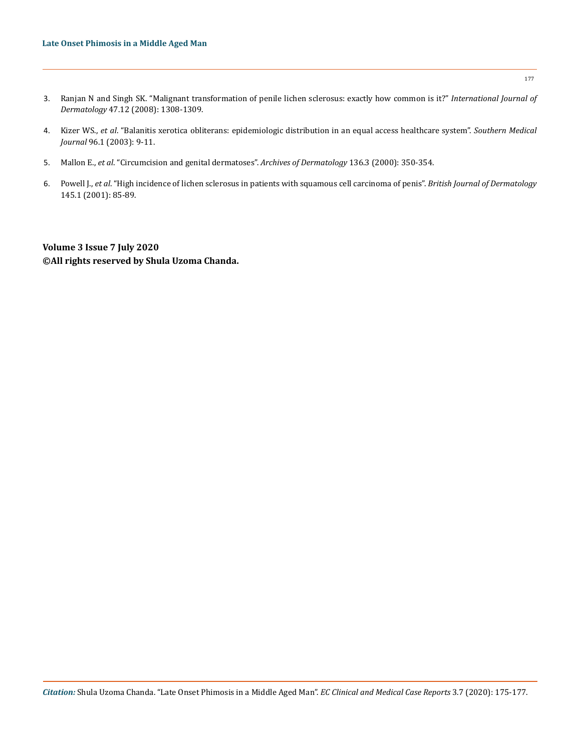3. Ranjan N and Singh SK. "Malignant transformation of penile lichen sclerosus: exactly how common is it?" *International Journal of Dermatology* 47.12 (2008): 1308-1309.

4. Kizer WS., *et al*. "Balanitis xerotica obliterans: epidemiologic distribution in an equal access healthcare system". *Southern Medical Journal* 96.1 (2003): 9-11.

5. Mallon E., *et al*. "Circumcision and genital dermatoses". *Archives of Dermatology* 136.3 (2000): 350-354.

6. Powell J., *et al*. "High incidence of lichen sclerosus in patients with squamous cell carcinoma of penis". *British Journal of Dermatology* 145.1 (2001): 85-89.

**Volume 3 Issue 7 July 2020**
**©All rights reserved by Shula Uzoma Chanda.**